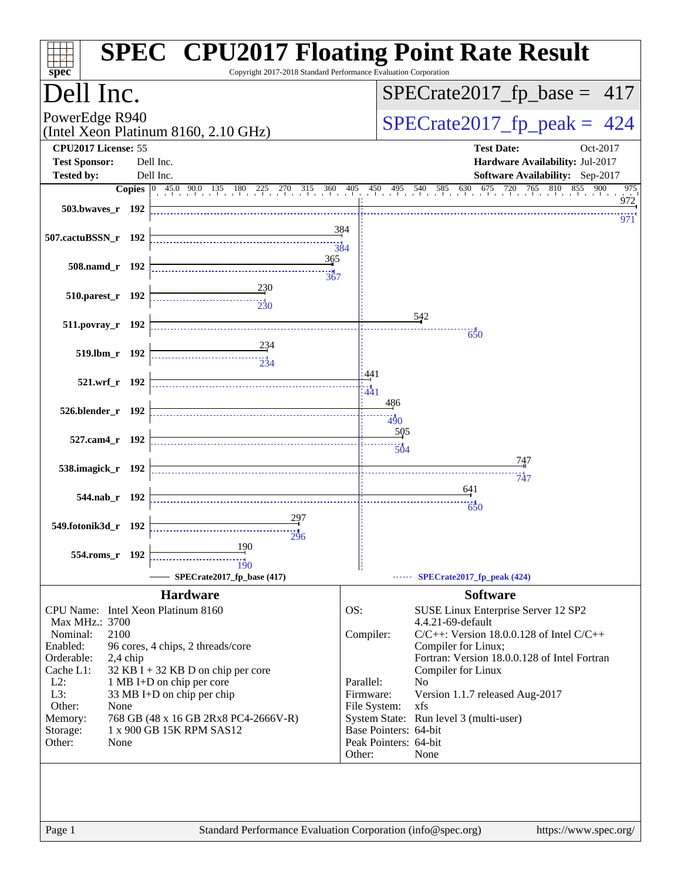# SPEC CPU2017 Floating Point Rate Result

Copyright 2017-2018 Standard Performance Evaluation Corporation

## Dell Inc.

PowerEdge R940
(Intel Xeon Platinum 8160, 2.10 GHz)

SPECrate2017_fp_base = 417

SPECrate2017_fp_peak = 424

**CPU2017 License:** 55
**Test Sponsor:** Dell Inc.
**Tested by:** Dell Inc.

**Test Date:** Oct-2017
**Hardware Availability:** Jul-2017
**Software Availability:** Sep-2017

| Benchmark | Copies | Base | Peak |
|---|---|---|---|
| 503.bwaves_r | 192 | 972 | 971 |
| 507.cactuBSSN_r | 192 | 384 | 384 |
| 508.namd_r | 192 | 365 | 367 |
| 510.parest_r | 192 | 230 | 230 |
| 511.povray_r | 192 | 542 | 650 |
| 519.lbm_r | 192 | 234 | 234 |
| 521.wrf_r | 192 | 441 | 441 |
| 526.blender_r | 192 | 486 | 490 |
| 527.cam4_r | 192 | 505 | 504 |
| 538.imagick_r | 192 | 747 | 747 |
| 544.nab_r | 192 | 641 | 650 |
| 549.fotonik3d_r | 192 | 297 | 296 |
| 554.roms_r | 192 | 190 | 190 |

SPECrate2017_fp_base (417) — SPECrate2017_fp_peak (424)

## Hardware

| | |
|---|---|
| CPU Name: | Intel Xeon Platinum 8160 |
| Max MHz.: | 3700 |
| Nominal: | 2100 |
| Enabled: | 96 cores, 4 chips, 2 threads/core |
| Orderable: | 2,4 chip |
| Cache L1: | 32 KB I + 32 KB D on chip per core |
| L2: | 1 MB I+D on chip per core |
| L3: | 33 MB I+D on chip per chip |
| Other: | None |
| Memory: | 768 GB (48 x 16 GB 2Rx8 PC4-2666V-R) |
| Storage: | 1 x 900 GB 15K RPM SAS12 |
| Other: | None |

## Software

| | |
|---|---|
| OS: | SUSE Linux Enterprise Server 12 SP2 4.4.21-69-default |
| Compiler: | C/C++: Version 18.0.0.128 of Intel C/C++ Compiler for Linux; Fortran: Version 18.0.0.128 of Intel Fortran Compiler for Linux |
| Parallel: | No |
| Firmware: | Version 1.1.7 released Aug-2017 |
| File System: | xfs |
| System State: | Run level 3 (multi-user) |
| Base Pointers: | 64-bit |
| Peak Pointers: | 64-bit |
| Other: | None |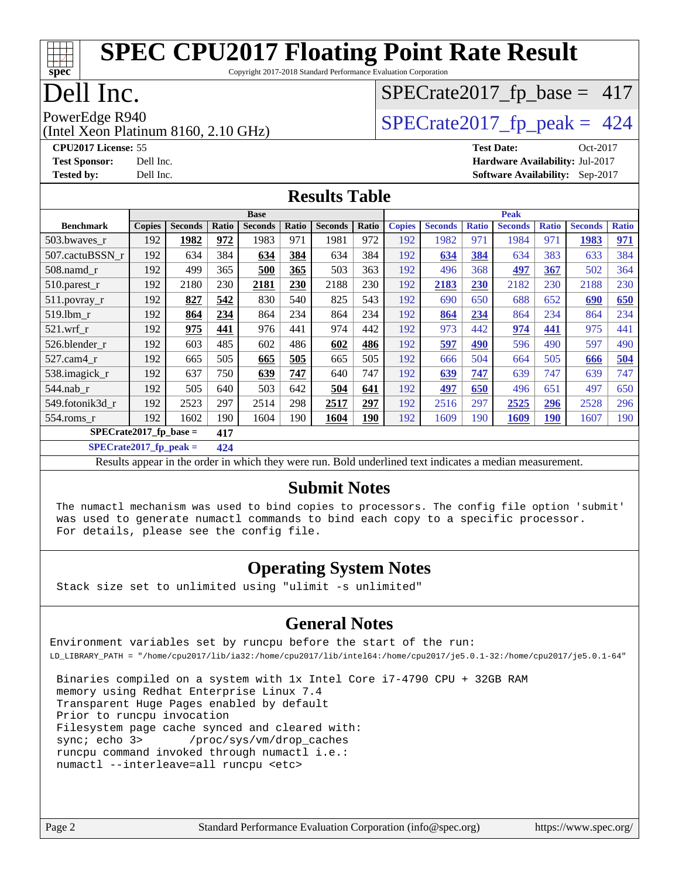# SPEC CPU2017 Floating Point Rate Result

Copyright 2017-2018 Standard Performance Evaluation Corporation

# Dell Inc.

PowerEdge R940
(Intel Xeon Platinum 8160, 2.10 GHz)

SPECrate2017_fp_base = 417

SPECrate2017_fp_peak = 424

**CPU2017 License:** 55
**Test Sponsor:** Dell Inc.
**Tested by:** Dell Inc.

**Test Date:** Oct-2017
**Hardware Availability:** Jul-2017
**Software Availability:** Sep-2017

## Results Table

| Benchmark | Base | | | | | | | Peak | | | | | | |
|---|---|---|---|---|---|---|---|---|---|---|---|---|---|---|
| | Copies | Seconds | Ratio | Seconds | Ratio | Seconds | Ratio | Copies | Seconds | Ratio | Seconds | Ratio | Seconds | Ratio |
| 503.bwaves_r | 192 | **1982** | **972** | 1983 | 971 | 1981 | 972 | 192 | 1982 | 971 | 1984 | 971 | **1983** | **971** |
| 507.cactuBSSN_r | 192 | 634 | 384 | **634** | **384** | 634 | 384 | 192 | **634** | **384** | 634 | 383 | 633 | 384 |
| 508.namd_r | 192 | 499 | 365 | **500** | **365** | 503 | 363 | 192 | 496 | 368 | **497** | **367** | 502 | 364 |
| 510.parest_r | 192 | 2180 | 230 | **2181** | **230** | 2188 | 230 | 192 | **2183** | **230** | 2182 | 230 | 2188 | 230 |
| 511.povray_r | 192 | **827** | **542** | 830 | 540 | 825 | 543 | 192 | 690 | 650 | 688 | 652 | **690** | **650** |
| 519.lbm_r | 192 | **864** | **234** | 864 | 234 | 864 | 234 | 192 | **864** | **234** | 864 | 234 | 864 | 234 |
| 521.wrf_r | 192 | **975** | **441** | 976 | 441 | 974 | 442 | 192 | 973 | 442 | **974** | **441** | 975 | 441 |
| 526.blender_r | 192 | 603 | 485 | 602 | 486 | **602** | **486** | 192 | **597** | **490** | 596 | 490 | 597 | 490 |
| 527.cam4_r | 192 | 665 | 505 | **665** | **505** | 665 | 505 | 192 | 666 | 504 | 664 | 505 | **666** | **504** |
| 538.imagick_r | 192 | 637 | 750 | **639** | **747** | 640 | 747 | 192 | **639** | **747** | 639 | 747 | 639 | 747 |
| 544.nab_r | 192 | 505 | 640 | 503 | 642 | **504** | **641** | 192 | **497** | **650** | 496 | 651 | 497 | 650 |
| 549.fotonik3d_r | 192 | 2523 | 297 | 2514 | 298 | **2517** | **297** | 192 | 2516 | 297 | **2525** | **296** | 2528 | 296 |
| 554.roms_r | 192 | 1602 | 190 | 1604 | 190 | **1604** | **190** | 192 | 1609 | 190 | **1609** | **190** | 1607 | 190 |

**SPECrate2017_fp_base = 417**

**SPECrate2017_fp_peak = 424**

Results appear in the order in which they were run. Bold underlined text indicates a median measurement.

## Submit Notes

```
The numactl mechanism was used to bind copies to processors. The config file option 'submit'
was used to generate numactl commands to bind each copy to a specific processor.
For details, please see the config file.
```

## Operating System Notes

```
Stack size set to unlimited using "ulimit -s unlimited"
```

## General Notes

```
Environment variables set by runcpu before the start of the run:
LD_LIBRARY_PATH = "/home/cpu2017/lib/ia32:/home/cpu2017/lib/intel64:/home/cpu2017/je5.0.1-32:/home/cpu2017/je5.0.1-64"

 Binaries compiled on a system with 1x Intel Core i7-4790 CPU + 32GB RAM
 memory using Redhat Enterprise Linux 7.4
 Transparent Huge Pages enabled by default
 Prior to runcpu invocation
 Filesystem page cache synced and cleared with:
 sync; echo 3>       /proc/sys/vm/drop_caches
 runcpu command invoked through numactl i.e.:
 numactl --interleave=all runcpu <etc>
```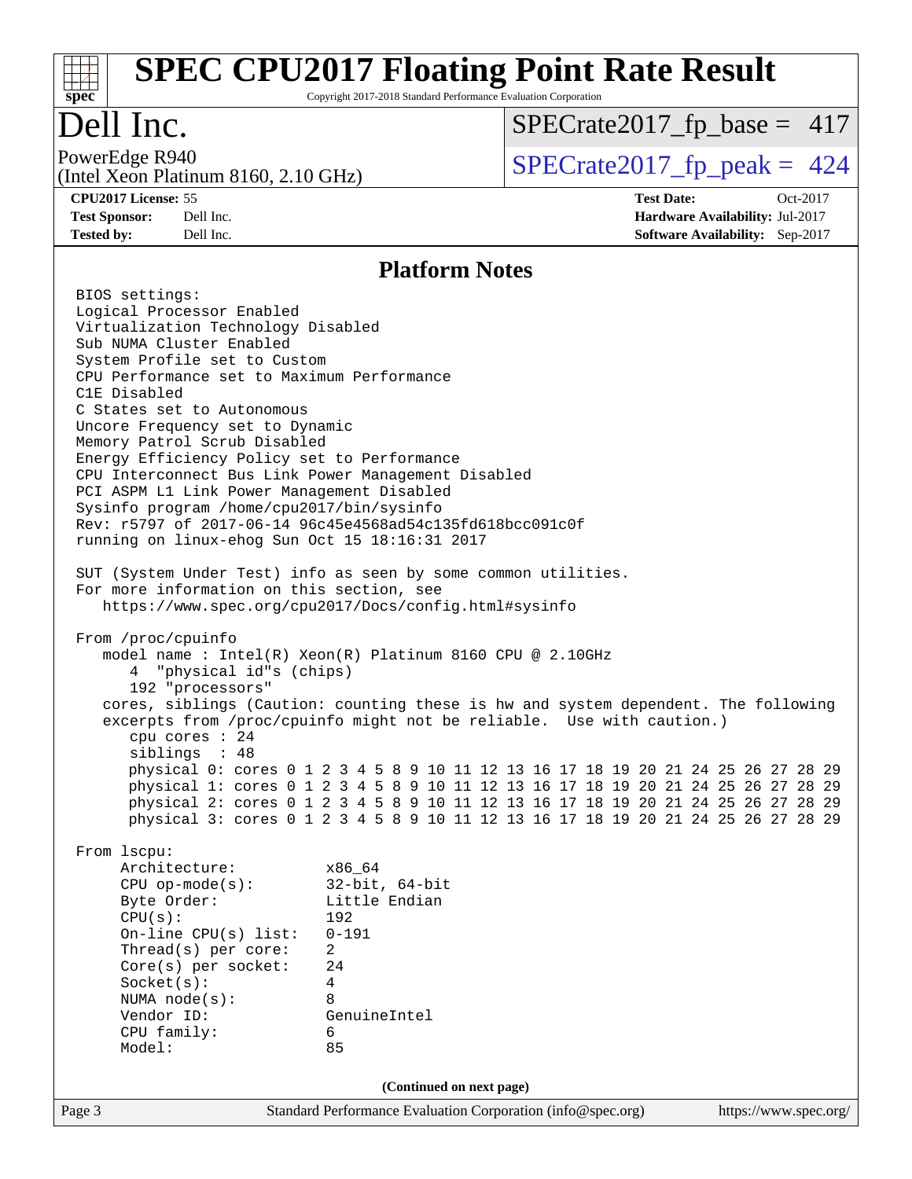# SPEC CPU2017 Floating Point Rate Result

Copyright 2017-2018 Standard Performance Evaluation Corporation

# Dell Inc.

PowerEdge R940
(Intel Xeon Platinum 8160, 2.10 GHz)

SPECrate2017_fp_base = 417

SPECrate2017_fp_peak = 424

**CPU2017 License:** 55
**Test Sponsor:** Dell Inc.
**Tested by:** Dell Inc.

**Test Date:** Oct-2017
**Hardware Availability:** Jul-2017
**Software Availability:** Sep-2017

## Platform Notes

```
BIOS settings:
Logical Processor Enabled
Virtualization Technology Disabled
Sub NUMA Cluster Enabled
System Profile set to Custom
CPU Performance set to Maximum Performance
C1E Disabled
C States set to Autonomous
Uncore Frequency set to Dynamic
Memory Patrol Scrub Disabled
Energy Efficiency Policy set to Performance
CPU Interconnect Bus Link Power Management Disabled
PCI ASPM L1 Link Power Management Disabled
Sysinfo program /home/cpu2017/bin/sysinfo
Rev: r5797 of 2017-06-14 96c45e4568ad54c135fd618bcc091c0f
running on linux-ehog Sun Oct 15 18:16:31 2017

SUT (System Under Test) info as seen by some common utilities.
For more information on this section, see
   https://www.spec.org/cpu2017/Docs/config.html#sysinfo

From /proc/cpuinfo
   model name : Intel(R) Xeon(R) Platinum 8160 CPU @ 2.10GHz
      4  "physical id"s (chips)
      192 "processors"
   cores, siblings (Caution: counting these is hw and system dependent. The following
   excerpts from /proc/cpuinfo might not be reliable.  Use with caution.)
      cpu cores : 24
      siblings  : 48
      physical 0: cores 0 1 2 3 4 5 8 9 10 11 12 13 16 17 18 19 20 21 24 25 26 27 28 29
      physical 1: cores 0 1 2 3 4 5 8 9 10 11 12 13 16 17 18 19 20 21 24 25 26 27 28 29
      physical 2: cores 0 1 2 3 4 5 8 9 10 11 12 13 16 17 18 19 20 21 24 25 26 27 28 29
      physical 3: cores 0 1 2 3 4 5 8 9 10 11 12 13 16 17 18 19 20 21 24 25 26 27 28 29

From lscpu:
     Architecture:          x86_64
     CPU op-mode(s):        32-bit, 64-bit
     Byte Order:            Little Endian
     CPU(s):                192
     On-line CPU(s) list:   0-191
     Thread(s) per core:    2
     Core(s) per socket:    24
     Socket(s):             4
     NUMA node(s):          8
     Vendor ID:             GenuineIntel
     CPU family:            6
     Model:                 85
```

**(Continued on next page)**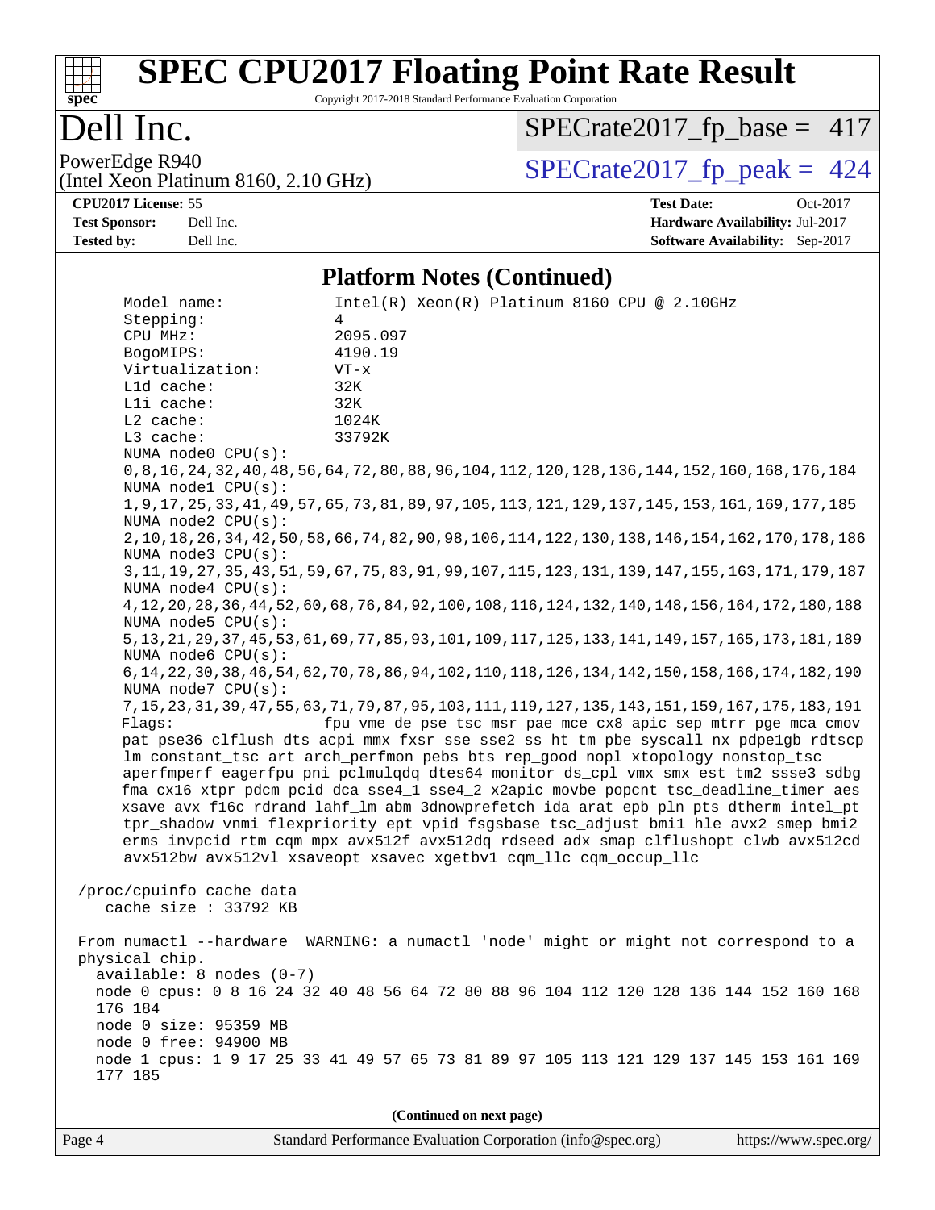# SPEC CPU2017 Floating Point Rate Result

Copyright 2017-2018 Standard Performance Evaluation Corporation

## Dell Inc.

PowerEdge R940
(Intel Xeon Platinum 8160, 2.10 GHz)

SPECrate2017_fp_base = 417

SPECrate2017_fp_peak = 424

**CPU2017 License:** 55
**Test Sponsor:** Dell Inc.
**Tested by:** Dell Inc.

**Test Date:** Oct-2017
**Hardware Availability:** Jul-2017
**Software Availability:** Sep-2017

### Platform Notes (Continued)

```
     Model name:            Intel(R) Xeon(R) Platinum 8160 CPU @ 2.10GHz
     Stepping:              4
     CPU MHz:               2095.097
     BogoMIPS:              4190.19
     Virtualization:        VT-x
     L1d cache:             32K
     L1i cache:             32K
     L2 cache:              1024K
     L3 cache:              33792K
     NUMA node0 CPU(s):
     0,8,16,24,32,40,48,56,64,72,80,88,96,104,112,120,128,136,144,152,160,168,176,184
     NUMA node1 CPU(s):
     1,9,17,25,33,41,49,57,65,73,81,89,97,105,113,121,129,137,145,153,161,169,177,185
     NUMA node2 CPU(s):
     2,10,18,26,34,42,50,58,66,74,82,90,98,106,114,122,130,138,146,154,162,170,178,186
     NUMA node3 CPU(s):
     3,11,19,27,35,43,51,59,67,75,83,91,99,107,115,123,131,139,147,155,163,171,179,187
     NUMA node4 CPU(s):
     4,12,20,28,36,44,52,60,68,76,84,92,100,108,116,124,132,140,148,156,164,172,180,188
     NUMA node5 CPU(s):
     5,13,21,29,37,45,53,61,69,77,85,93,101,109,117,125,133,141,149,157,165,173,181,189
     NUMA node6 CPU(s):
     6,14,22,30,38,46,54,62,70,78,86,94,102,110,118,126,134,142,150,158,166,174,182,190
     NUMA node7 CPU(s):
     7,15,23,31,39,47,55,63,71,79,87,95,103,111,119,127,135,143,151,159,167,175,183,191
     Flags:                 fpu vme de pse tsc msr pae mce cx8 apic sep mtrr pge mca cmov
     pat pse36 clflush dts acpi mmx fxsr sse sse2 ss ht tm pbe syscall nx pdpe1gb rdtscp
     lm constant_tsc art arch_perfmon pebs bts rep_good nopl xtopology nonstop_tsc
     aperfmperf eagerfpu pni pclmulqdq dtes64 monitor ds_cpl vmx smx est tm2 ssse3 sdbg
     fma cx16 xtpr pdcm pcid dca sse4_1 sse4_2 x2apic movbe popcnt tsc_deadline_timer aes
     xsave avx f16c rdrand lahf_lm abm 3dnowprefetch ida arat epb pln pts dtherm intel_pt
     tpr_shadow vnmi flexpriority ept vpid fsgsbase tsc_adjust bmi1 hle avx2 smep bmi2
     erms invpcid rtm cqm mpx avx512f avx512dq rdseed adx smap clflushopt clwb avx512cd
     avx512bw avx512vl xsaveopt xsavec xgetbv1 cqm_llc cqm_occup_llc

 /proc/cpuinfo cache data
    cache size : 33792 KB

 From numactl --hardware  WARNING: a numactl 'node' might or might not correspond to a
 physical chip.
   available: 8 nodes (0-7)
   node 0 cpus: 0 8 16 24 32 40 48 56 64 72 80 88 96 104 112 120 128 136 144 152 160 168
   176 184
   node 0 size: 95359 MB
   node 0 free: 94900 MB
   node 1 cpus: 1 9 17 25 33 41 49 57 65 73 81 89 97 105 113 121 129 137 145 153 161 169
   177 185
```

(Continued on next page)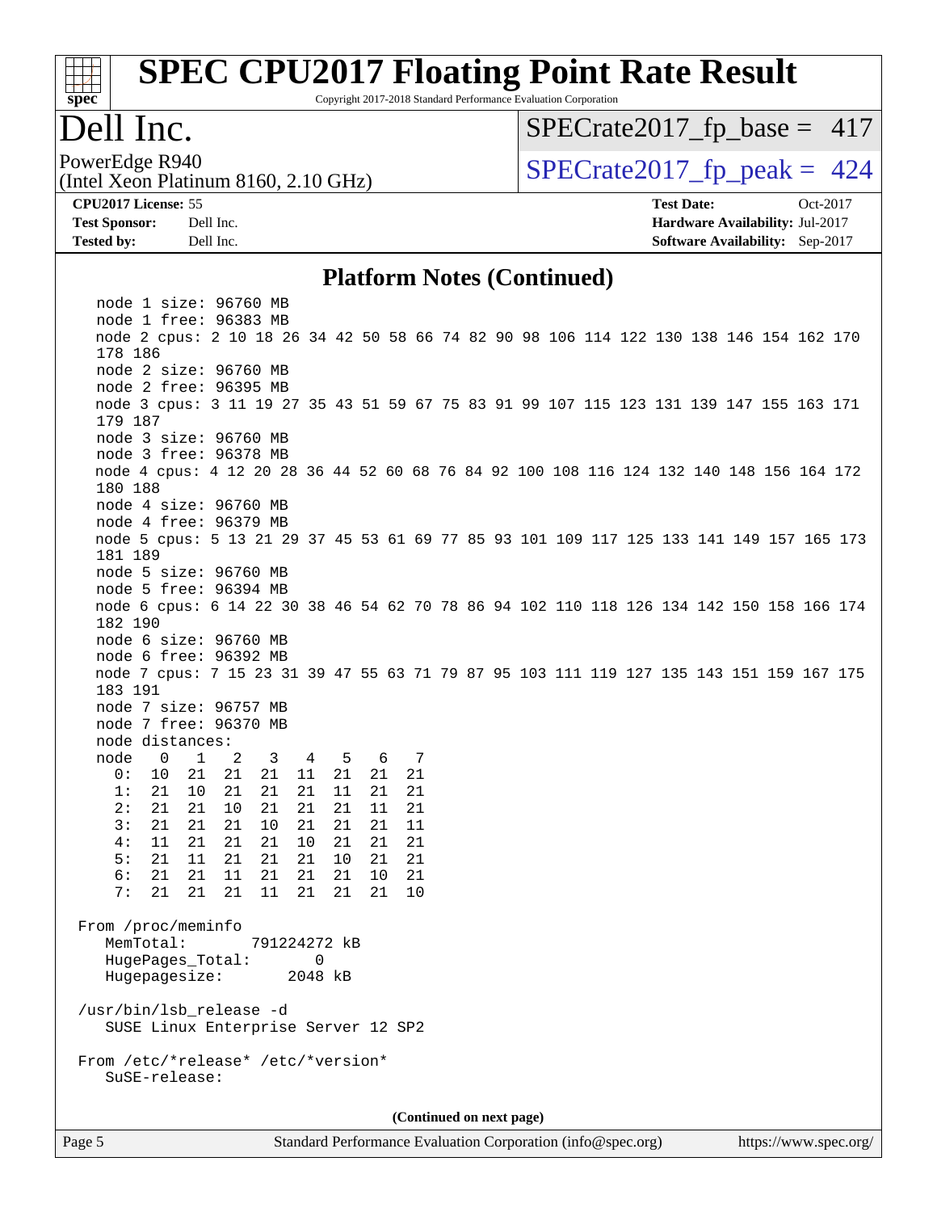# SPEC CPU2017 Floating Point Rate Result

Copyright 2017-2018 Standard Performance Evaluation Corporation

## Dell Inc.

PowerEdge R940
(Intel Xeon Platinum 8160, 2.10 GHz)

SPECrate2017_fp_base = 417

SPECrate2017_fp_peak = 424

**CPU2017 License:** 55
**Test Sponsor:** Dell Inc.
**Tested by:** Dell Inc.

**Test Date:** Oct-2017
**Hardware Availability:** Jul-2017
**Software Availability:** Sep-2017

### Platform Notes (Continued)

```
   node 1 size: 96760 MB
   node 1 free: 96383 MB
   node 2 cpus: 2 10 18 26 34 42 50 58 66 74 82 90 98 106 114 122 130 138 146 154 162 170
   178 186
   node 2 size: 96760 MB
   node 2 free: 96395 MB
   node 3 cpus: 3 11 19 27 35 43 51 59 67 75 83 91 99 107 115 123 131 139 147 155 163 171
   179 187
   node 3 size: 96760 MB
   node 3 free: 96378 MB
   node 4 cpus: 4 12 20 28 36 44 52 60 68 76 84 92 100 108 116 124 132 140 148 156 164 172
   180 188
   node 4 size: 96760 MB
   node 4 free: 96379 MB
   node 5 cpus: 5 13 21 29 37 45 53 61 69 77 85 93 101 109 117 125 133 141 149 157 165 173
   181 189
   node 5 size: 96760 MB
   node 5 free: 96394 MB
   node 6 cpus: 6 14 22 30 38 46 54 62 70 78 86 94 102 110 118 126 134 142 150 158 166 174
   182 190
   node 6 size: 96760 MB
   node 6 free: 96392 MB
   node 7 cpus: 7 15 23 31 39 47 55 63 71 79 87 95 103 111 119 127 135 143 151 159 167 175
   183 191
   node 7 size: 96757 MB
   node 7 free: 96370 MB
   node distances:
   node   0   1   2   3   4   5   6   7
     0:  10  21  21  21  11  21  21  21
     1:  21  10  21  21  21  11  21  21
     2:  21  21  10  21  21  21  11  21
     3:  21  21  21  10  21  21  21  11
     4:  11  21  21  21  10  21  21  21
     5:  21  11  21  21  21  10  21  21
     6:  21  21  11  21  21  21  10  21
     7:  21  21  21  11  21  21  21  10

 From /proc/meminfo
    MemTotal:       791224272 kB
    HugePages_Total:       0
    Hugepagesize:       2048 kB

 /usr/bin/lsb_release -d
    SUSE Linux Enterprise Server 12 SP2

 From /etc/*release* /etc/*version*
    SuSE-release:
```

(Continued on next page)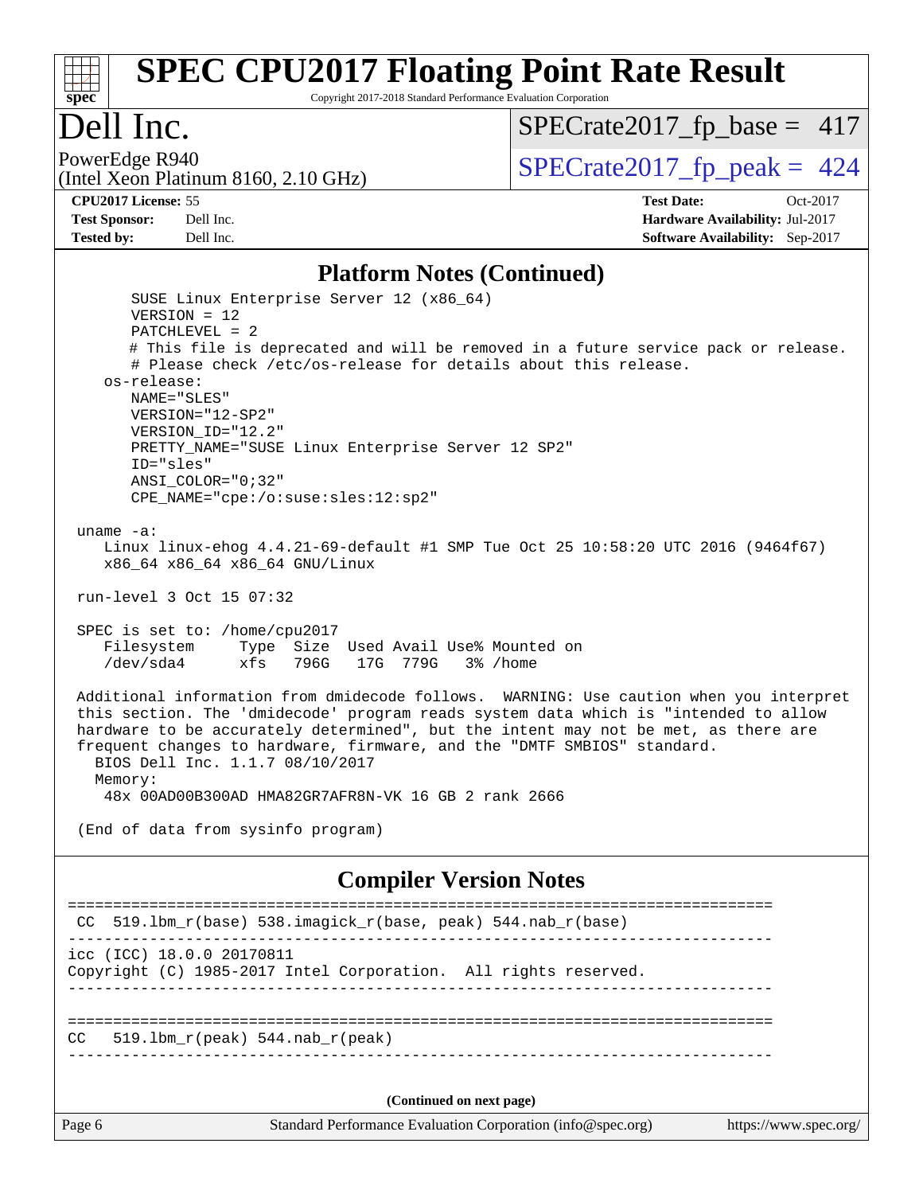## Platform Notes (Continued)

```
      SUSE Linux Enterprise Server 12 (x86_64)
      VERSION = 12
      PATCHLEVEL = 2
      # This file is deprecated and will be removed in a future service pack or release.
      # Please check /etc/os-release for details about this release.
   os-release:
      NAME="SLES"
      VERSION="12-SP2"
      VERSION_ID="12.2"
      PRETTY_NAME="SUSE Linux Enterprise Server 12 SP2"
      ID="sles"
      ANSI_COLOR="0;32"
      CPE_NAME="cpe:/o:suse:sles:12:sp2"

 uname -a:
    Linux linux-ehog 4.4.21-69-default #1 SMP Tue Oct 25 10:58:20 UTC 2016 (9464f67)
    x86_64 x86_64 x86_64 GNU/Linux

 run-level 3 Oct 15 07:32

 SPEC is set to: /home/cpu2017
    Filesystem     Type  Size  Used Avail Use% Mounted on
    /dev/sda4      xfs   796G   17G  779G   3% /home

 Additional information from dmidecode follows.  WARNING: Use caution when you interpret
 this section. The 'dmidecode' program reads system data which is "intended to allow
 hardware to be accurately determined", but the intent may not be met, as there are
 frequent changes to hardware, firmware, and the "DMTF SMBIOS" standard.
   BIOS Dell Inc. 1.1.7 08/10/2017
   Memory:
    48x 00AD00B300AD HMA82GR7AFR8N-VK 16 GB 2 rank 2666

 (End of data from sysinfo program)
```

## Compiler Version Notes

```
==============================================================================
 CC  519.lbm_r(base) 538.imagick_r(base, peak) 544.nab_r(base)
------------------------------------------------------------------------------
icc (ICC) 18.0.0 20170811
Copyright (C) 1985-2017 Intel Corporation.  All rights reserved.
------------------------------------------------------------------------------

==============================================================================
CC   519.lbm_r(peak) 544.nab_r(peak)
------------------------------------------------------------------------------
```

(Continued on next page)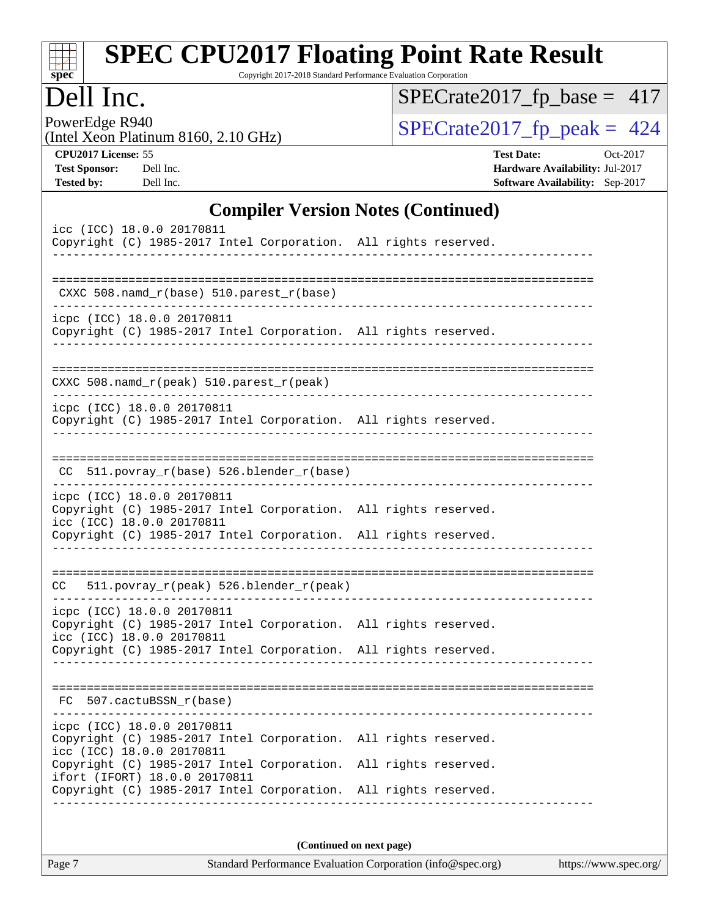# Dell Inc.

PowerEdge R940
(Intel Xeon Platinum 8160, 2.10 GHz)

SPECrate2017_fp_base = 417

SPECrate2017_fp_peak = 424

**CPU2017 License:** 55
**Test Sponsor:** Dell Inc.
**Tested by:** Dell Inc.

**Test Date:** Oct-2017
**Hardware Availability:** Jul-2017
**Software Availability:** Sep-2017

## Compiler Version Notes (Continued)

```
icc (ICC) 18.0.0 20170811
Copyright (C) 1985-2017 Intel Corporation.  All rights reserved.
------------------------------------------------------------------------------

==============================================================================
 CXXC 508.namd_r(base) 510.parest_r(base)
------------------------------------------------------------------------------
icpc (ICC) 18.0.0 20170811
Copyright (C) 1985-2017 Intel Corporation.  All rights reserved.
------------------------------------------------------------------------------

==============================================================================
CXXC 508.namd_r(peak) 510.parest_r(peak)
------------------------------------------------------------------------------
icpc (ICC) 18.0.0 20170811
Copyright (C) 1985-2017 Intel Corporation.  All rights reserved.
------------------------------------------------------------------------------

==============================================================================
 CC  511.povray_r(base) 526.blender_r(base)
------------------------------------------------------------------------------
icpc (ICC) 18.0.0 20170811
Copyright (C) 1985-2017 Intel Corporation.  All rights reserved.
icc (ICC) 18.0.0 20170811
Copyright (C) 1985-2017 Intel Corporation.  All rights reserved.
------------------------------------------------------------------------------

==============================================================================
CC   511.povray_r(peak) 526.blender_r(peak)
------------------------------------------------------------------------------
icpc (ICC) 18.0.0 20170811
Copyright (C) 1985-2017 Intel Corporation.  All rights reserved.
icc (ICC) 18.0.0 20170811
Copyright (C) 1985-2017 Intel Corporation.  All rights reserved.
------------------------------------------------------------------------------

==============================================================================
 FC  507.cactuBSSN_r(base)
------------------------------------------------------------------------------
icpc (ICC) 18.0.0 20170811
Copyright (C) 1985-2017 Intel Corporation.  All rights reserved.
icc (ICC) 18.0.0 20170811
Copyright (C) 1985-2017 Intel Corporation.  All rights reserved.
ifort (IFORT) 18.0.0 20170811
Copyright (C) 1985-2017 Intel Corporation.  All rights reserved.
------------------------------------------------------------------------------
```

**(Continued on next page)**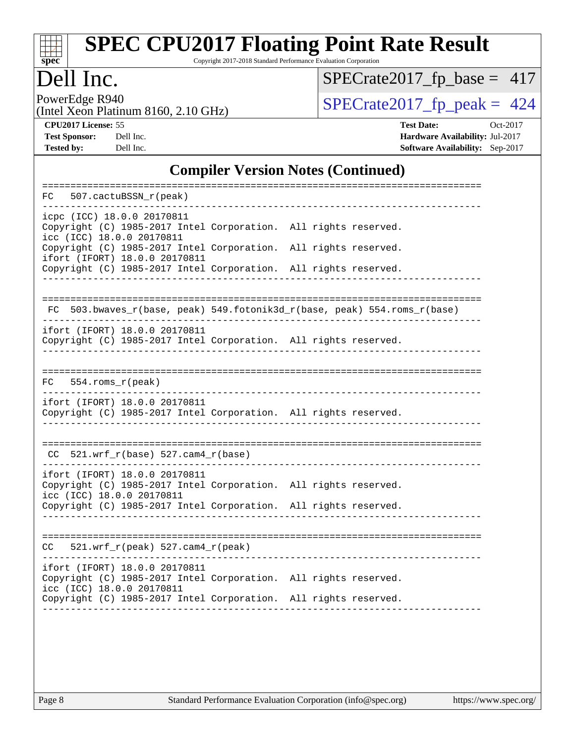## Compiler Version Notes (Continued)

```
==============================================================================
FC   507.cactuBSSN_r(peak)
------------------------------------------------------------------------------
icpc (ICC) 18.0.0 20170811
Copyright (C) 1985-2017 Intel Corporation.  All rights reserved.
icc (ICC) 18.0.0 20170811
Copyright (C) 1985-2017 Intel Corporation.  All rights reserved.
ifort (IFORT) 18.0.0 20170811
Copyright (C) 1985-2017 Intel Corporation.  All rights reserved.
------------------------------------------------------------------------------

==============================================================================
 FC  503.bwaves_r(base, peak) 549.fotonik3d_r(base, peak) 554.roms_r(base)
------------------------------------------------------------------------------
ifort (IFORT) 18.0.0 20170811
Copyright (C) 1985-2017 Intel Corporation.  All rights reserved.
------------------------------------------------------------------------------

==============================================================================
FC   554.roms_r(peak)
------------------------------------------------------------------------------
ifort (IFORT) 18.0.0 20170811
Copyright (C) 1985-2017 Intel Corporation.  All rights reserved.
------------------------------------------------------------------------------

==============================================================================
 CC  521.wrf_r(base) 527.cam4_r(base)
------------------------------------------------------------------------------
ifort (IFORT) 18.0.0 20170811
Copyright (C) 1985-2017 Intel Corporation.  All rights reserved.
icc (ICC) 18.0.0 20170811
Copyright (C) 1985-2017 Intel Corporation.  All rights reserved.
------------------------------------------------------------------------------

==============================================================================
CC   521.wrf_r(peak) 527.cam4_r(peak)
------------------------------------------------------------------------------
ifort (IFORT) 18.0.0 20170811
Copyright (C) 1985-2017 Intel Corporation.  All rights reserved.
icc (ICC) 18.0.0 20170811
Copyright (C) 1985-2017 Intel Corporation.  All rights reserved.
------------------------------------------------------------------------------
```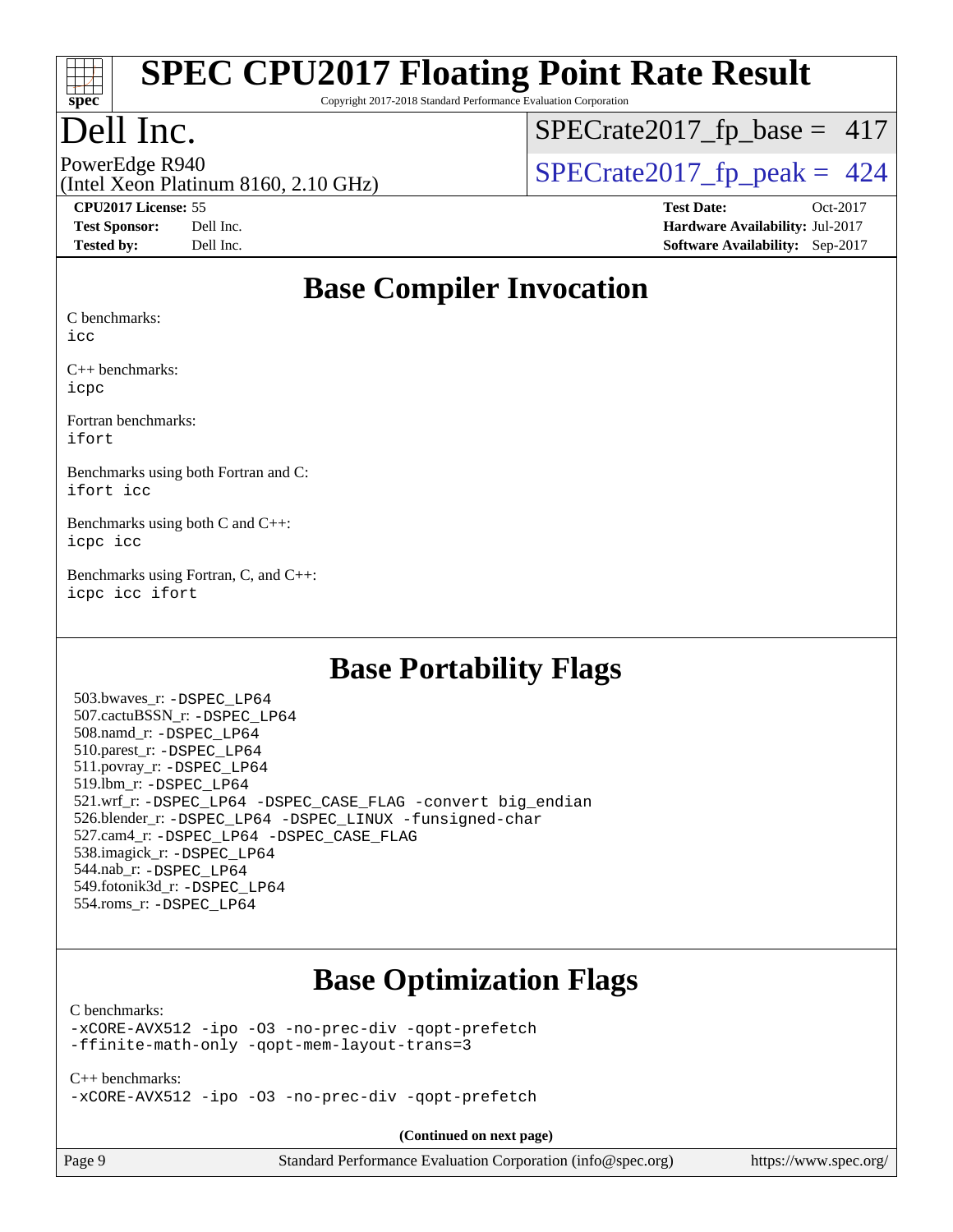# Base Compiler Invocation

C benchmarks:
icc

C++ benchmarks:
icpc

Fortran benchmarks:
ifort

Benchmarks using both Fortran and C:
ifort icc

Benchmarks using both C and C++:
icpc icc

Benchmarks using Fortran, C, and C++:
icpc icc ifort

# Base Portability Flags

503.bwaves_r: -DSPEC_LP64
507.cactuBSSN_r: -DSPEC_LP64
508.namd_r: -DSPEC_LP64
510.parest_r: -DSPEC_LP64
511.povray_r: -DSPEC_LP64
519.lbm_r: -DSPEC_LP64
521.wrf_r: -DSPEC_LP64 -DSPEC_CASE_FLAG -convert big_endian
526.blender_r: -DSPEC_LP64 -DSPEC_LINUX -funsigned-char
527.cam4_r: -DSPEC_LP64 -DSPEC_CASE_FLAG
538.imagick_r: -DSPEC_LP64
544.nab_r: -DSPEC_LP64
549.fotonik3d_r: -DSPEC_LP64
554.roms_r: -DSPEC_LP64

# Base Optimization Flags

C benchmarks:
-xCORE-AVX512 -ipo -O3 -no-prec-div -qopt-prefetch
-ffinite-math-only -qopt-mem-layout-trans=3

C++ benchmarks:
-xCORE-AVX512 -ipo -O3 -no-prec-div -qopt-prefetch

**(Continued on next page)**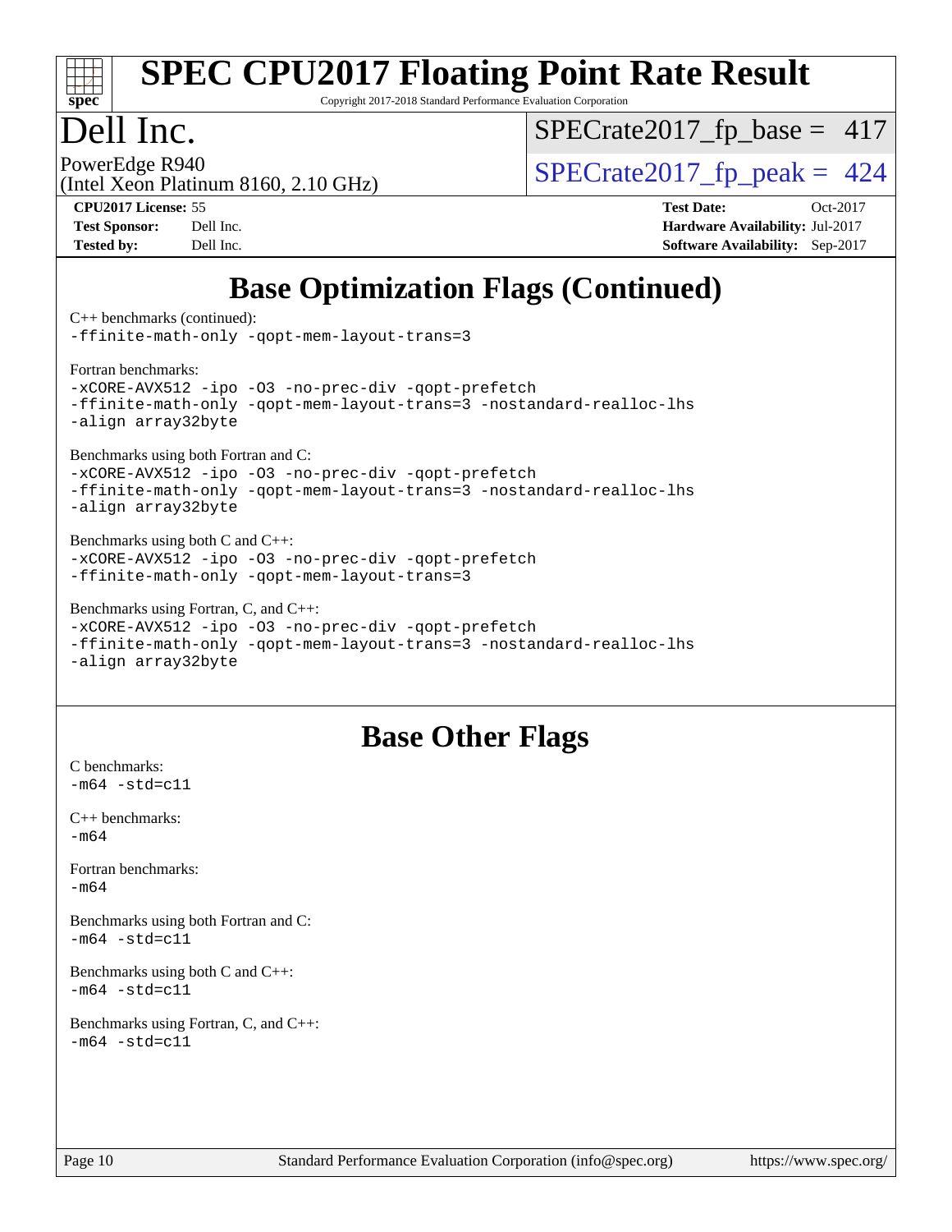# Base Optimization Flags (Continued)

C++ benchmarks (continued):
```
-ffinite-math-only -qopt-mem-layout-trans=3
```

Fortran benchmarks:
```
-xCORE-AVX512 -ipo -O3 -no-prec-div -qopt-prefetch
-ffinite-math-only -qopt-mem-layout-trans=3 -nostandard-realloc-lhs
-align array32byte
```

Benchmarks using both Fortran and C:
```
-xCORE-AVX512 -ipo -O3 -no-prec-div -qopt-prefetch
-ffinite-math-only -qopt-mem-layout-trans=3 -nostandard-realloc-lhs
-align array32byte
```

Benchmarks using both C and C++:
```
-xCORE-AVX512 -ipo -O3 -no-prec-div -qopt-prefetch
-ffinite-math-only -qopt-mem-layout-trans=3
```

Benchmarks using Fortran, C, and C++:
```
-xCORE-AVX512 -ipo -O3 -no-prec-div -qopt-prefetch
-ffinite-math-only -qopt-mem-layout-trans=3 -nostandard-realloc-lhs
-align array32byte
```

# Base Other Flags

C benchmarks:
```
-m64 -std=c11
```

C++ benchmarks:
```
-m64
```

Fortran benchmarks:
```
-m64
```

Benchmarks using both Fortran and C:
```
-m64 -std=c11
```

Benchmarks using both C and C++:
```
-m64 -std=c11
```

Benchmarks using Fortran, C, and C++:
```
-m64 -std=c11
```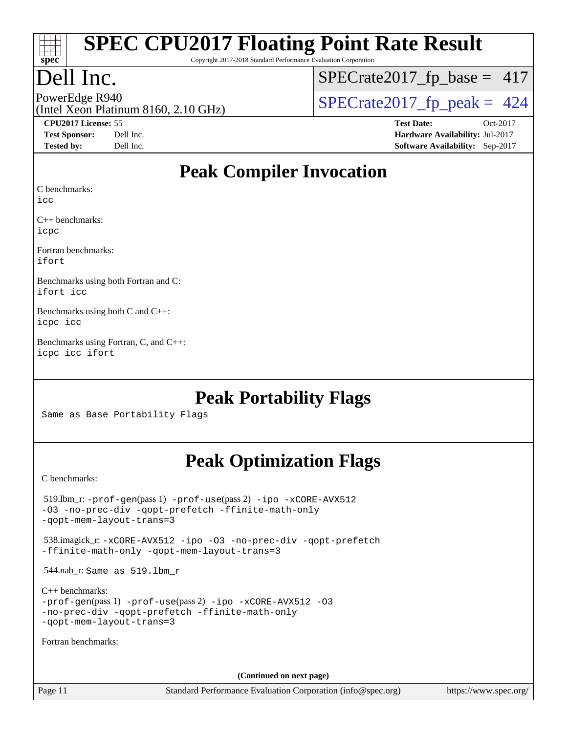# SPEC CPU2017 Floating Point Rate Result

Copyright 2017-2018 Standard Performance Evaluation Corporation

# Dell Inc.

PowerEdge R940
(Intel Xeon Platinum 8160, 2.10 GHz)

SPECrate2017_fp_base = 417

SPECrate2017_fp_peak = 424

**CPU2017 License:** 55
**Test Sponsor:** Dell Inc.
**Tested by:** Dell Inc.

**Test Date:** Oct-2017
**Hardware Availability:** Jul-2017
**Software Availability:** Sep-2017

## Peak Compiler Invocation

C benchmarks:
`icc`

C++ benchmarks:
`icpc`

Fortran benchmarks:
`ifort`

Benchmarks using both Fortran and C:
`ifort icc`

Benchmarks using both C and C++:
`icpc icc`

Benchmarks using Fortran, C, and C++:
`icpc icc ifort`

## Peak Portability Flags

Same as Base Portability Flags

## Peak Optimization Flags

C benchmarks:

519.lbm_r: `-prof-gen`(pass 1) `-prof-use`(pass 2) `-ipo -xCORE-AVX512 -O3 -no-prec-div -qopt-prefetch -ffinite-math-only -qopt-mem-layout-trans=3`

538.imagick_r: `-xCORE-AVX512 -ipo -O3 -no-prec-div -qopt-prefetch -ffinite-math-only -qopt-mem-layout-trans=3`

544.nab_r: Same as 519.lbm_r

C++ benchmarks:
`-prof-gen`(pass 1) `-prof-use`(pass 2) `-ipo -xCORE-AVX512 -O3 -no-prec-div -qopt-prefetch -ffinite-math-only -qopt-mem-layout-trans=3`

Fortran benchmarks:

**(Continued on next page)**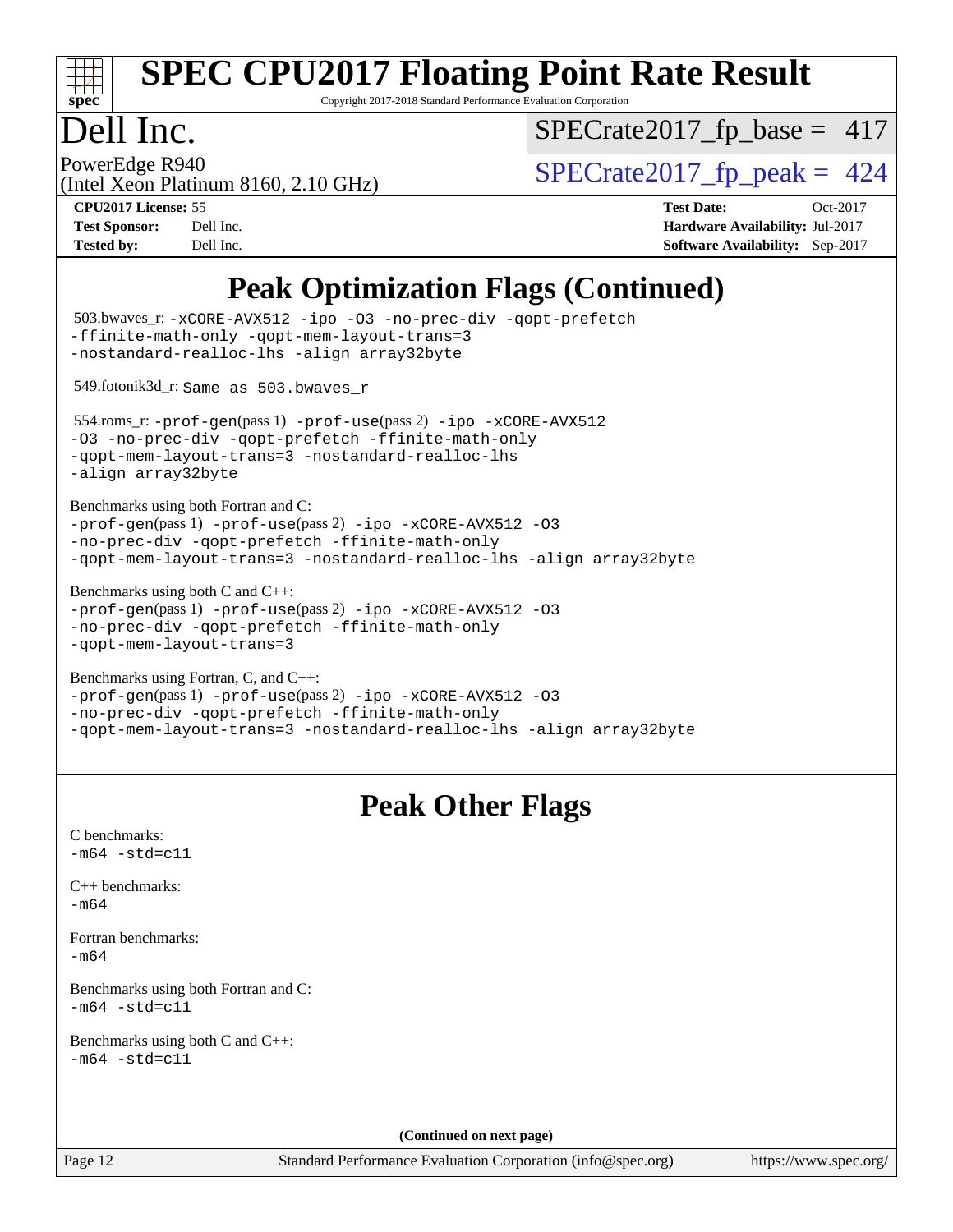# Peak Optimization Flags (Continued)

503.bwaves_r: -xCORE-AVX512 -ipo -O3 -no-prec-div -qopt-prefetch -ffinite-math-only -qopt-mem-layout-trans=3 -nostandard-realloc-lhs -align array32byte

549.fotonik3d_r: Same as 503.bwaves_r

554.roms_r: -prof-gen(pass 1) -prof-use(pass 2) -ipo -xCORE-AVX512 -O3 -no-prec-div -qopt-prefetch -ffinite-math-only -qopt-mem-layout-trans=3 -nostandard-realloc-lhs -align array32byte

Benchmarks using both Fortran and C:
-prof-gen(pass 1) -prof-use(pass 2) -ipo -xCORE-AVX512 -O3 -no-prec-div -qopt-prefetch -ffinite-math-only -qopt-mem-layout-trans=3 -nostandard-realloc-lhs -align array32byte

Benchmarks using both C and C++:
-prof-gen(pass 1) -prof-use(pass 2) -ipo -xCORE-AVX512 -O3 -no-prec-div -qopt-prefetch -ffinite-math-only -qopt-mem-layout-trans=3

Benchmarks using Fortran, C, and C++:
-prof-gen(pass 1) -prof-use(pass 2) -ipo -xCORE-AVX512 -O3 -no-prec-div -qopt-prefetch -ffinite-math-only -qopt-mem-layout-trans=3 -nostandard-realloc-lhs -align array32byte

# Peak Other Flags

C benchmarks:
-m64 -std=c11

C++ benchmarks:
-m64

Fortran benchmarks:
-m64

Benchmarks using both Fortran and C:
-m64 -std=c11

Benchmarks using both C and C++:
-m64 -std=c11

(Continued on next page)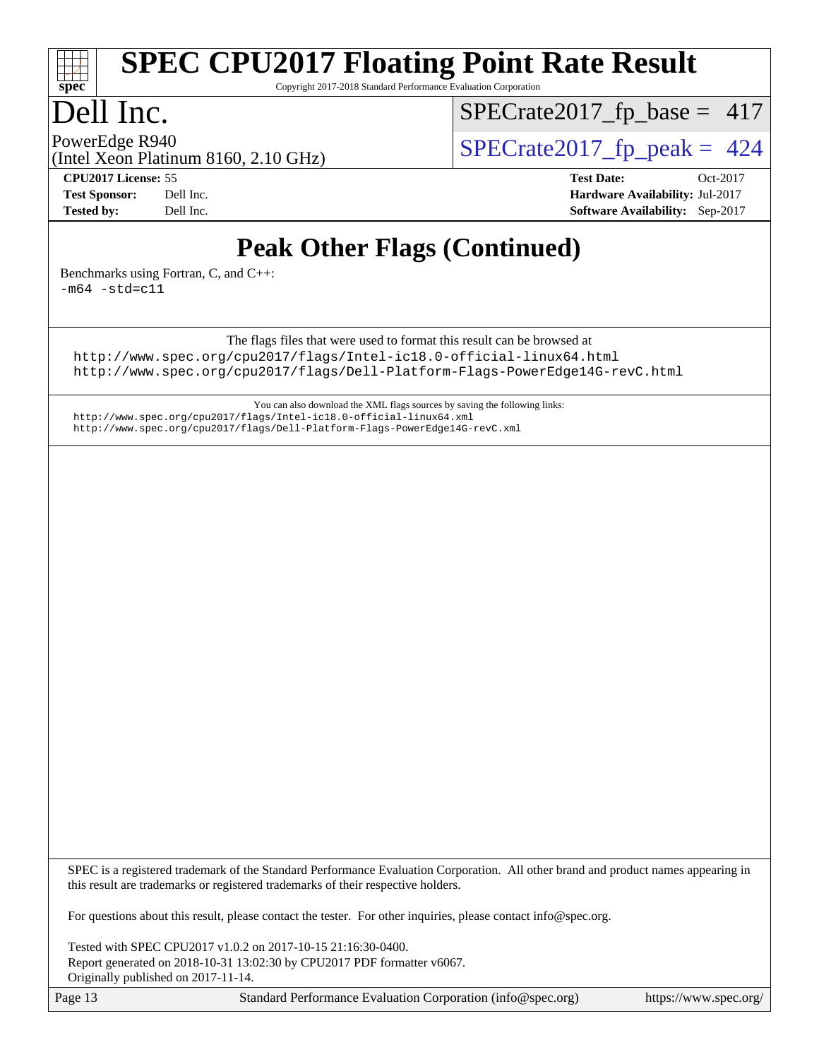# Peak Other Flags (Continued)

Benchmarks using Fortran, C, and C++:

```
-m64 -std=c11
```

The flags files that were used to format this result can be browsed at

```
http://www.spec.org/cpu2017/flags/Intel-ic18.0-official-linux64.html
http://www.spec.org/cpu2017/flags/Dell-Platform-Flags-PowerEdge14G-revC.html
```

You can also download the XML flags sources by saving the following links:

```
http://www.spec.org/cpu2017/flags/Intel-ic18.0-official-linux64.xml
http://www.spec.org/cpu2017/flags/Dell-Platform-Flags-PowerEdge14G-revC.xml
```

SPEC is a registered trademark of the Standard Performance Evaluation Corporation. All other brand and product names appearing in this result are trademarks or registered trademarks of their respective holders.

For questions about this result, please contact the tester. For other inquiries, please contact info@spec.org.

Tested with SPEC CPU2017 v1.0.2 on 2017-10-15 21:16:30-0400.
Report generated on 2018-10-31 13:02:30 by CPU2017 PDF formatter v6067.
Originally published on 2017-11-14.